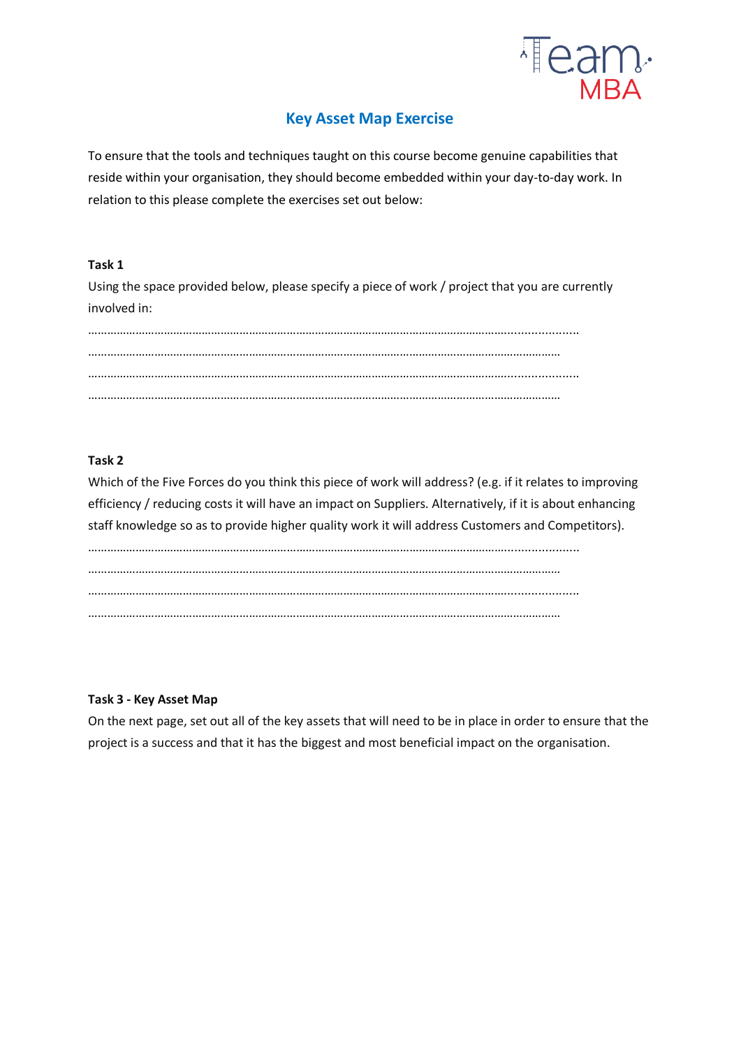# Key Asset Map Exercise

To ensure that the tools and techniques taught on this course become genuine capabilities that reside within your organisation, they should become embedded within your day-to-day work. In relation to this please complete the exercises set out below:

**Task 1**

Using the space provided below, please specify a piece of work / project that you are currently involved in:

…………………………………………………………………………………………………………………………………….
…………………………………………………………………………………………………………………………………….
…………………………………………………………………………………………………………………………………….
…………………………………………………………………………………………………………………………………….

**Task 2**

Which of the Five Forces do you think this piece of work will address? (e.g. if it relates to improving efficiency / reducing costs it will have an impact on Suppliers. Alternatively, if it is about enhancing staff knowledge so as to provide higher quality work it will address Customers and Competitors).

…………………………………………………………………………………………………………………………………….
…………………………………………………………………………………………………………………………………….
…………………………………………………………………………………………………………………………………….
…………………………………………………………………………………………………………………………………….

**Task 3 - Key Asset Map**

On the next page, set out all of the key assets that will need to be in place in order to ensure that the project is a success and that it has the biggest and most beneficial impact on the organisation.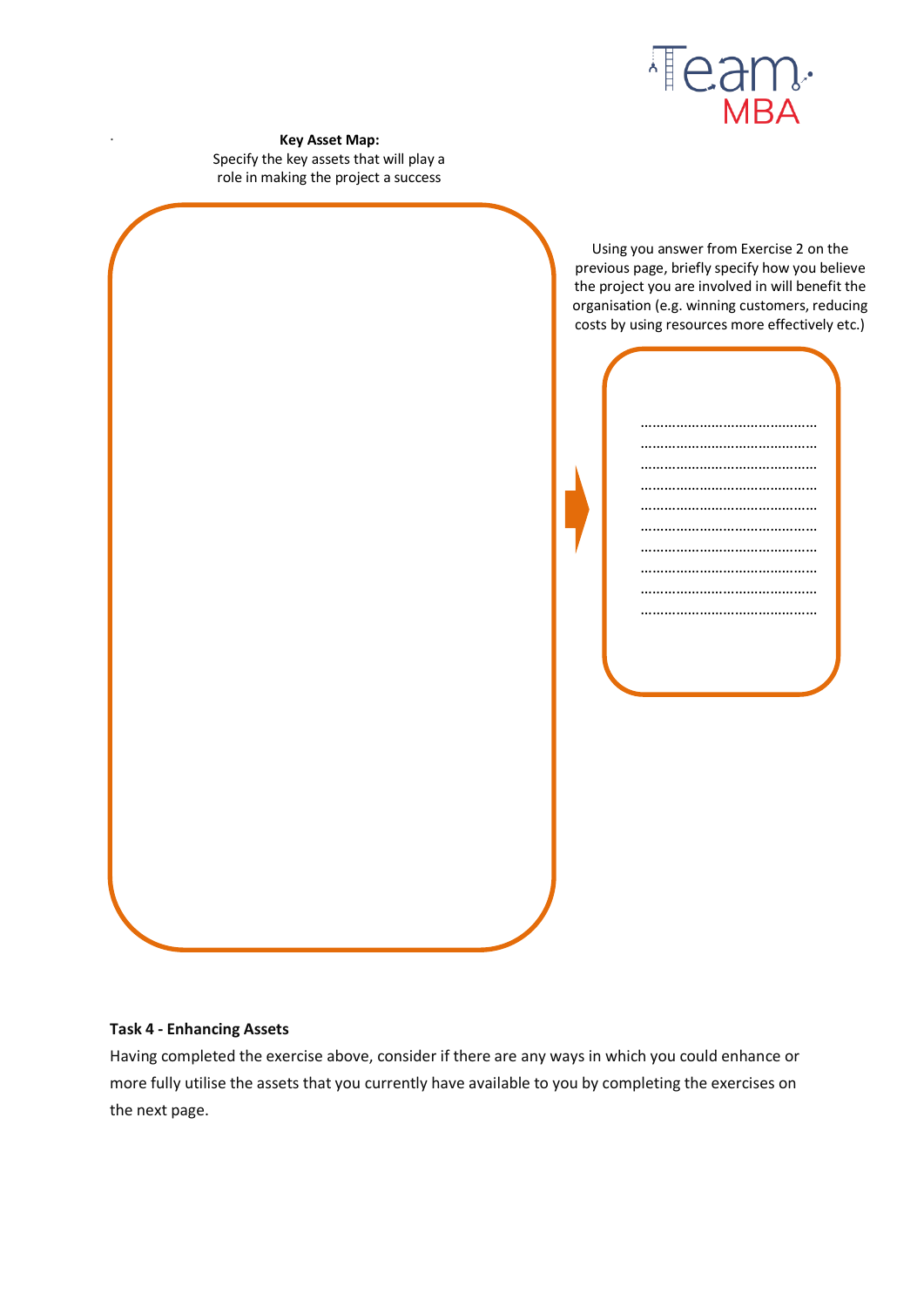**Key Asset Map:**
Specify the key assets that will play a role in making the project a success

Using you answer from Exercise 2 on the previous page, briefly specify how you believe the project you are involved in will benefit the organisation (e.g. winning customers, reducing costs by using resources more effectively etc.)

……………………………………….
……………………………………….
……………………………………….
……………………………………….
……………………………………….
……………………………………….
……………………………………….
……………………………………….
……………………………………….
……………………………………….

**Task 4 - Enhancing Assets**

Having completed the exercise above, consider if there are any ways in which you could enhance or more fully utilise the assets that you currently have available to you by completing the exercises on the next page.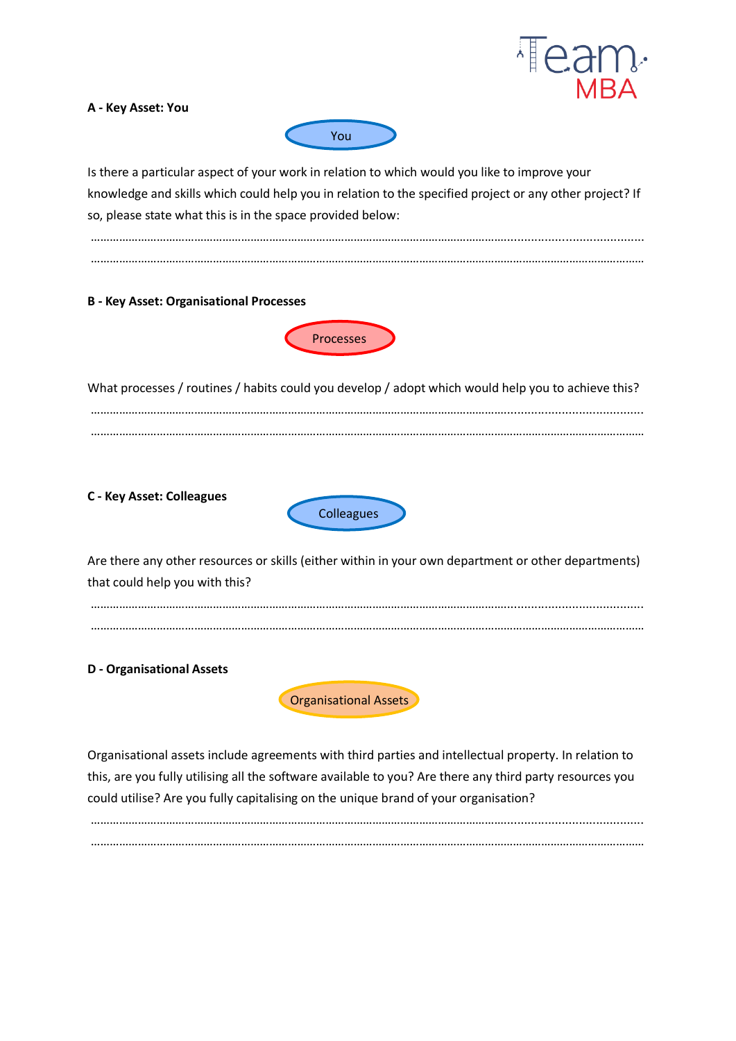**A - Key Asset: You**

You

Is there a particular aspect of your work in relation to which would you like to improve your knowledge and skills which could help you in relation to the specified project or any other project? If so, please state what this is in the space provided below:

…………………………………………………………………………………………………………………………………………………

…………………………………………………………………………………………………………………………………………………

**B - Key Asset: Organisational Processes**

Processes

What processes / routines / habits could you develop / adopt which would help you to achieve this?

…………………………………………………………………………………………………………………………………………………

…………………………………………………………………………………………………………………………………………………

**C - Key Asset: Colleagues**

Colleagues

Are there any other resources or skills (either within in your own department or other departments) that could help you with this?

…………………………………………………………………………………………………………………………………………………

…………………………………………………………………………………………………………………………………………………

**D - Organisational Assets**

Organisational Assets

Organisational assets include agreements with third parties and intellectual property. In relation to this, are you fully utilising all the software available to you? Are there any third party resources you could utilise? Are you fully capitalising on the unique brand of your organisation?

…………………………………………………………………………………………………………………………………………………

…………………………………………………………………………………………………………………………………………………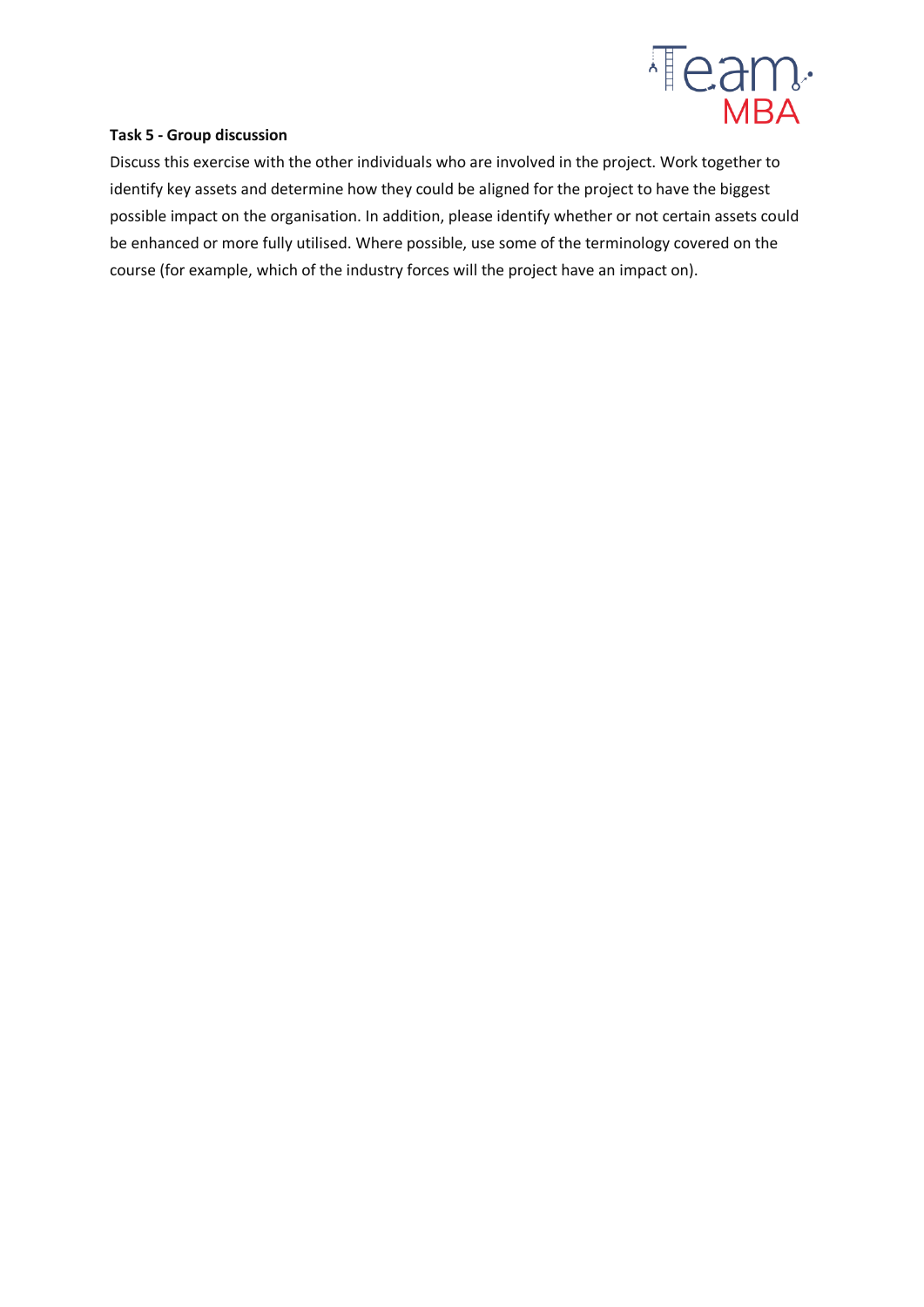**Task 5 - Group discussion**

Discuss this exercise with the other individuals who are involved in the project. Work together to identify key assets and determine how they could be aligned for the project to have the biggest possible impact on the organisation. In addition, please identify whether or not certain assets could be enhanced or more fully utilised. Where possible, use some of the terminology covered on the course (for example, which of the industry forces will the project have an impact on).